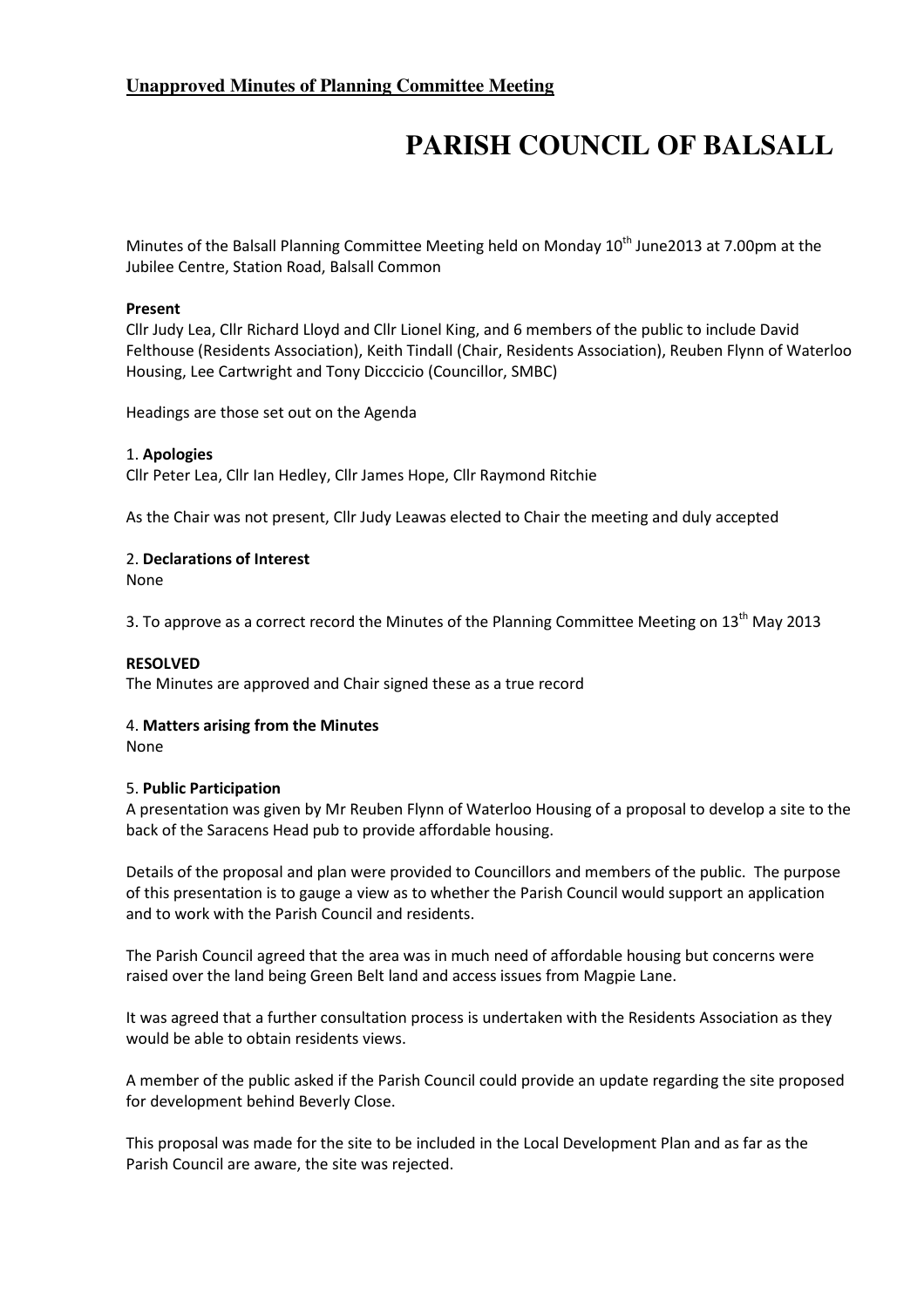**Unapproved Minutes of Planning Committee Meeting**

# PARISH COUNCIL OF BALSALL

Minutes of the Balsall Planning Committee Meeting held on Monday 10th June2013 at 7.00pm at the Jubilee Centre, Station Road, Balsall Common

**Present**

Cllr Judy Lea, Cllr Richard Lloyd and Cllr Lionel King, and 6 members of the public to include David Felthouse (Residents Association), Keith Tindall (Chair, Residents Association), Reuben Flynn of Waterloo Housing, Lee Cartwright and Tony Dicccicio (Councillor, SMBC)

Headings are those set out on the Agenda

1. **Apologies**

Cllr Peter Lea, Cllr Ian Hedley, Cllr James Hope, Cllr Raymond Ritchie

As the Chair was not present, Cllr Judy Leawas elected to Chair the meeting and duly accepted

2. **Declarations of Interest**

None

3. To approve as a correct record the Minutes of the Planning Committee Meeting on 13th May 2013

**RESOLVED**

The Minutes are approved and Chair signed these as a true record

4. **Matters arising from the Minutes**

None

5. **Public Participation**

A presentation was given by Mr Reuben Flynn of Waterloo Housing of a proposal to develop a site to the back of the Saracens Head pub to provide affordable housing.

Details of the proposal and plan were provided to Councillors and members of the public. The purpose of this presentation is to gauge a view as to whether the Parish Council would support an application and to work with the Parish Council and residents.

The Parish Council agreed that the area was in much need of affordable housing but concerns were raised over the land being Green Belt land and access issues from Magpie Lane.

It was agreed that a further consultation process is undertaken with the Residents Association as they would be able to obtain residents views.

A member of the public asked if the Parish Council could provide an update regarding the site proposed for development behind Beverly Close.

This proposal was made for the site to be included in the Local Development Plan and as far as the Parish Council are aware, the site was rejected.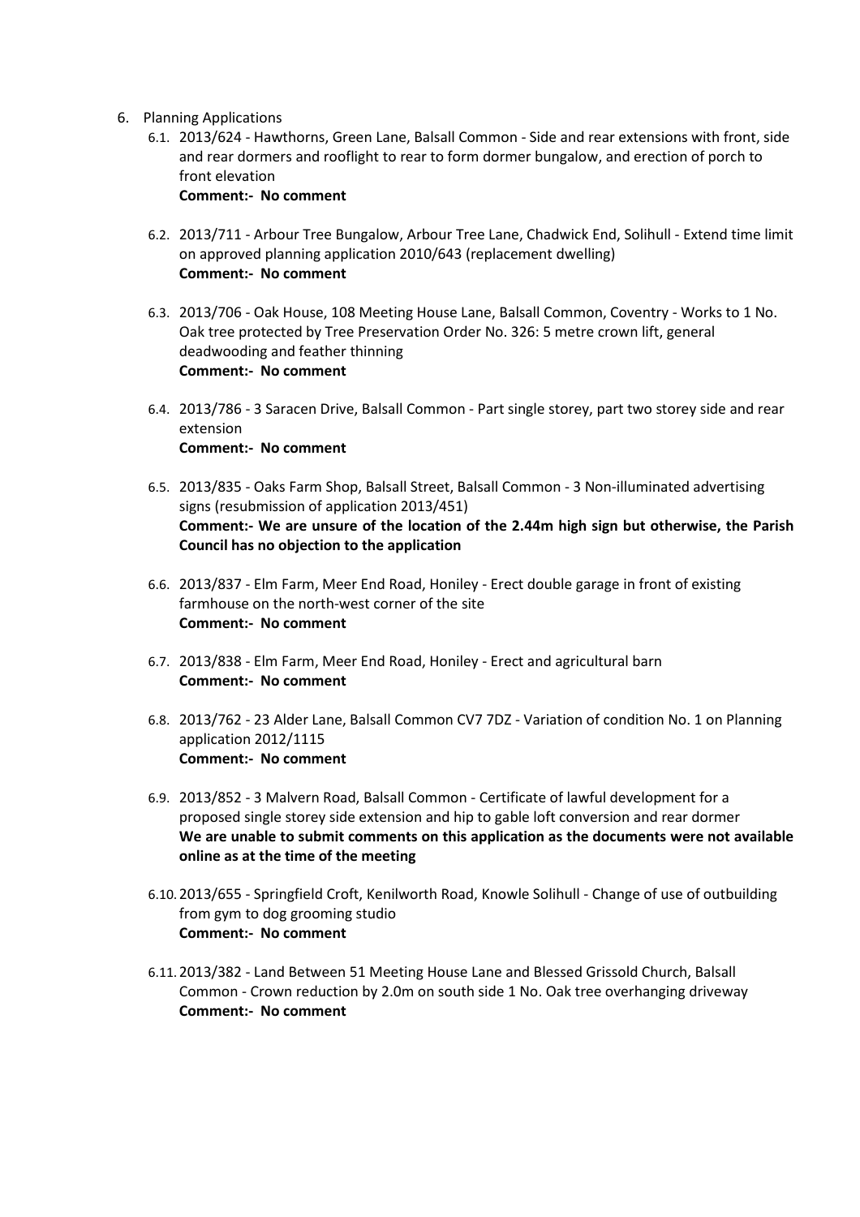6. Planning Applications
   6.1. 2013/624 - Hawthorns, Green Lane, Balsall Common - Side and rear extensions with front, side and rear dormers and rooflight to rear to form dormer bungalow, and erection of porch to front elevation
   **Comment:- No comment**

   6.2. 2013/711 - Arbour Tree Bungalow, Arbour Tree Lane, Chadwick End, Solihull - Extend time limit on approved planning application 2010/643 (replacement dwelling)
   **Comment:- No comment**

   6.3. 2013/706 - Oak House, 108 Meeting House Lane, Balsall Common, Coventry - Works to 1 No. Oak tree protected by Tree Preservation Order No. 326: 5 metre crown lift, general deadwooding and feather thinning
   **Comment:- No comment**

   6.4. 2013/786 - 3 Saracen Drive, Balsall Common - Part single storey, part two storey side and rear extension
   **Comment:- No comment**

   6.5. 2013/835 - Oaks Farm Shop, Balsall Street, Balsall Common - 3 Non-illuminated advertising signs (resubmission of application 2013/451)
   **Comment:- We are unsure of the location of the 2.44m high sign but otherwise, the Parish Council has no objection to the application**

   6.6. 2013/837 - Elm Farm, Meer End Road, Honiley - Erect double garage in front of existing farmhouse on the north-west corner of the site
   **Comment:- No comment**

   6.7. 2013/838 - Elm Farm, Meer End Road, Honiley - Erect and agricultural barn
   **Comment:- No comment**

   6.8. 2013/762 - 23 Alder Lane, Balsall Common CV7 7DZ - Variation of condition No. 1 on Planning application 2012/1115
   **Comment:- No comment**

   6.9. 2013/852 - 3 Malvern Road, Balsall Common - Certificate of lawful development for a proposed single storey side extension and hip to gable loft conversion and rear dormer
   **We are unable to submit comments on this application as the documents were not available online as at the time of the meeting**

   6.10. 2013/655 - Springfield Croft, Kenilworth Road, Knowle Solihull - Change of use of outbuilding from gym to dog grooming studio
   **Comment:- No comment**

   6.11. 2013/382 - Land Between 51 Meeting House Lane and Blessed Grissold Church, Balsall Common - Crown reduction by 2.0m on south side 1 No. Oak tree overhanging driveway
   **Comment:- No comment**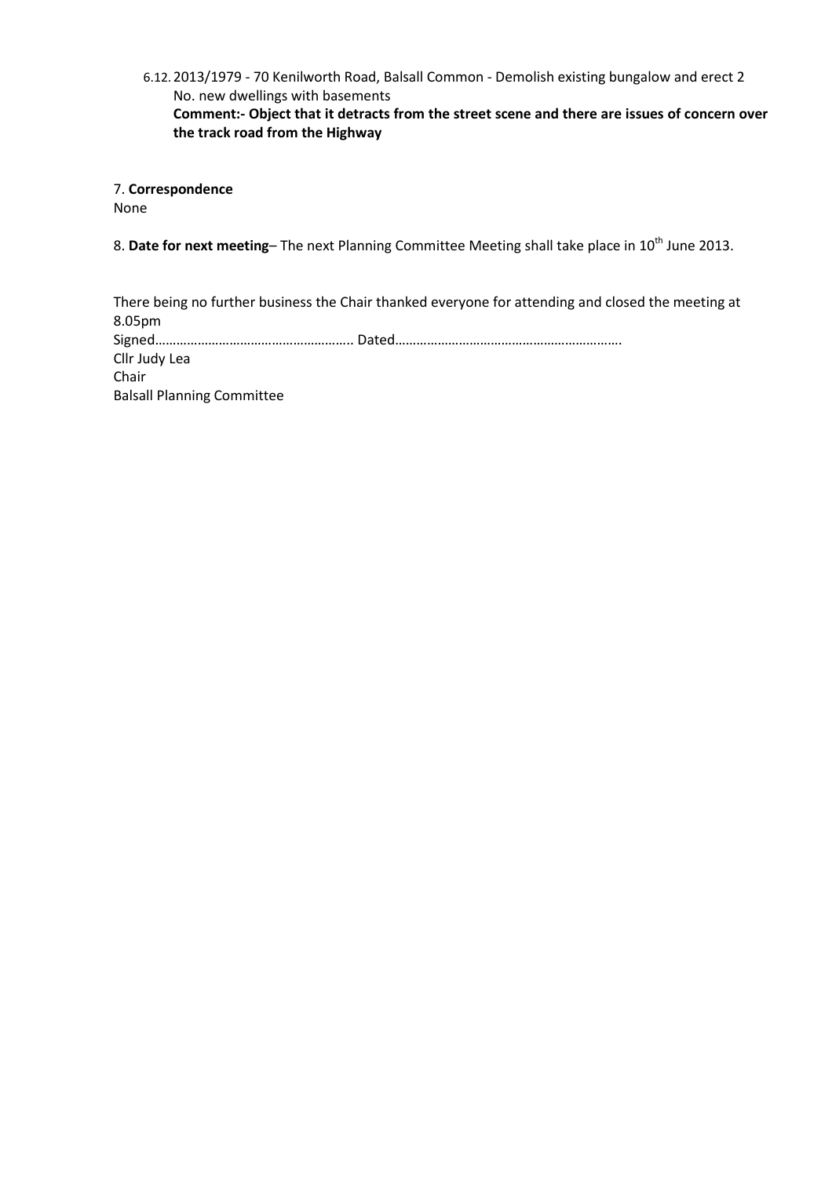6.12. 2013/1979 - 70 Kenilworth Road, Balsall Common - Demolish existing bungalow and erect 2 No. new dwellings with basements
**Comment:- Object that it detracts from the street scene and there are issues of concern over the track road from the Highway**

7. **Correspondence**
None

8. **Date for next meeting**– The next Planning Committee Meeting shall take place in 10th June 2013.

There being no further business the Chair thanked everyone for attending and closed the meeting at 8.05pm
Signed……………………………………………….. Dated……………………………………………………..
Cllr Judy Lea
Chair
Balsall Planning Committee